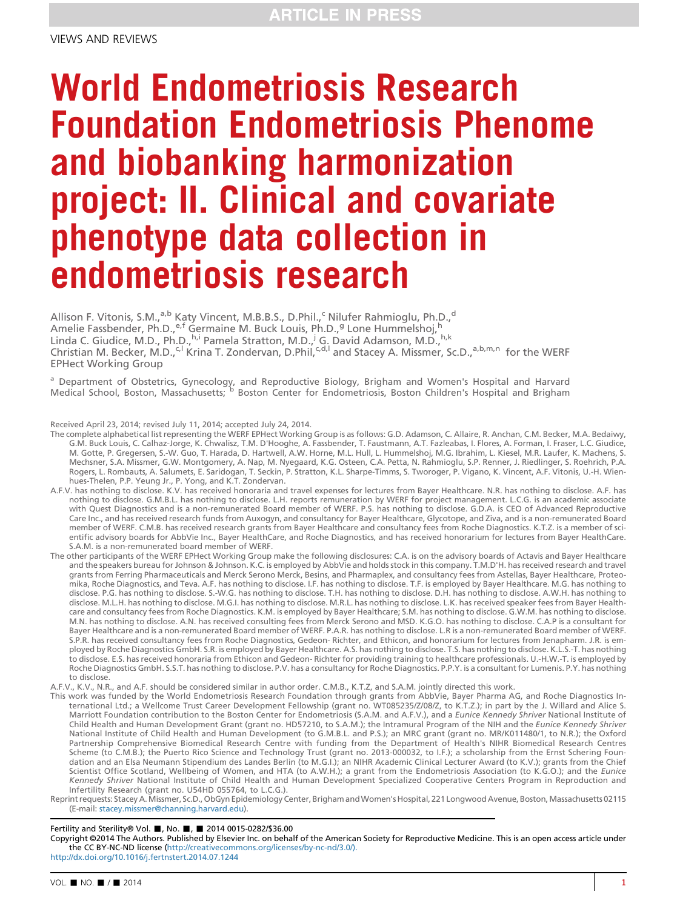VIEWS AND REVIEWS

# World Endometriosis Research Foundation Endometriosis Phenome and biobanking harmonization project: II. Clinical and covariate phenotype data collection in endometriosis research

Allison F. Vitonis, S.M.,[a,b] Katy Vincent, M.B.B.S., D.Phil.,[c] Nilufer Rahmioglu, Ph.D.,[d] Amelie Fassbender, Ph.D.,[e,f] Germaine M. Buck Louis, Ph.D.,[g] Lone Hummelshoj,[h] Linda C. Giudice, M.D., Ph.D.,[h,i] Pamela Stratton, M.D.,[j] G. David Adamson, M.D.,[h,k] Christian M. Becker, M.D.,[c,l] Krina T. Zondervan, D.Phil,[c,d,l] and Stacey A. Missmer, Sc.D.,[a,b,m,n] for the WERF EPHect Working Group

[a] Department of Obstetrics, Gynecology, and Reproductive Biology, Brigham and Women's Hospital and Harvard Medical School, Boston, Massachusetts; [b] Boston Center for Endometriosis, Boston Children's Hospital and Brigham

Received April 23, 2014; revised July 11, 2014; accepted July 24, 2014.

The complete alphabetical list representing the WERF EPHect Working Group is as follows: G.D. Adamson, C. Allaire, R. Anchan, C.M. Becker, M.A. Bedaiwy, G.M. Buck Louis, C. Calhaz-Jorge, K. Chwalisz, T.M. D'Hooghe, A. Fassbender, T. Faustmann, A.T. Fazleabas, I. Flores, A. Forman, I. Fraser, L.C. Giudice, M. Gotte, P. Gregersen, S.-W. Guo, T. Harada, D. Hartwell, A.W. Horne, M.L. Hull, L. Hummelshoj, M.G. Ibrahim, L. Kiesel, M.R. Laufer, K. Machens, S. Mechsner, S.A. Missmer, G.W. Montgomery, A. Nap, M. Nyegaard, K.G. Osteen, C.A. Petta, N. Rahmioglu, S.P. Renner, J. Riedlinger, S. Roehrich, P.A. Rogers, L. Rombauts, A. Salumets, E. Saridogan, T. Seckin, P. Stratton, K.L. Sharpe-Timms, S. Tworoger, P. Vigano, K. Vincent, A.F. Vitonis, U.-H. Wienhues-Thelen, P.P. Yeung Jr., P. Yong, and K.T. Zondervan.

A.F.V. has nothing to disclose. K.V. has received honoraria and travel expenses for lectures from Bayer Healthcare. N.R. has nothing to disclose. A.F. has nothing to disclose. G.M.B.L. has nothing to disclose. L.H. reports remuneration by WERF for project management. L.C.G. is an academic associate with Quest Diagnostics and is a non-remunerated Board member of WERF. P.S. has nothing to disclose. G.D.A. is CEO of Advanced Reproductive Care Inc., and has received research funds from Auxogyn, and consultancy for Bayer Healthcare, Glycotope, and Ziva, and is a non-remunerated Board member of WERF. C.M.B. has received research grants from Bayer Healthcare and consultancy fees from Roche Diagnostics. K.T.Z. is a member of scientific advisory boards for AbbVie Inc., Bayer HealthCare, and Roche Diagnostics, and has received honorarium for lectures from Bayer HealthCare. S.A.M. is a non-remunerated board member of WERF.

The other participants of the WERF EPHect Working Group make the following disclosures: C.A. is on the advisory boards of Actavis and Bayer Healthcare and the speakers bureau for Johnson & Johnson. K.C. is employed by AbbVie and holds stock in this company. T.M.D'H. has received research and travel grants from Ferring Pharmaceuticals and Merck Serono Merck, Besins, and Pharmaplex, and consultancy fees from Astellas, Bayer Healthcare, Proteomika, Roche Diagnostics, and Teva. A.F. has nothing to disclose. I.F. has nothing to disclose. T.F. is employed by Bayer Healthcare. M.G. has nothing to disclose. P.G. has nothing to disclose. S.-W.G. has nothing to disclose. T.H. has nothing to disclose. D.H. has nothing to disclose. A.W.H. has nothing to disclose. M.L.H. has nothing to disclose. M.G.I. has nothing to disclose. M.R.L. has nothing to disclose. L.K. has received speaker fees from Bayer Healthcare and consultancy fees from Roche Diagnostics. K.M. is employed by Bayer Healthcare; S.M. has nothing to disclose. G.W.M. has nothing to disclose. M.N. has nothing to disclose. A.N. has received consulting fees from Merck Serono and MSD. K.G.O. has nothing to disclose. C.A.P is a consultant for Bayer Healthcare and is a non-remunerated Board member of WERF. P.A.R. has nothing to disclose. L.R is a non-remunerated Board member of WERF. S.P.R. has received consultancy fees from Roche Diagnostics, Gedeon- Richter, and Ethicon, and honorarium for lectures from Jenapharm. J.R. is employed by Roche Diagnostics GmbH. S.R. is employed by Bayer Healthcare. A.S. has nothing to disclose. T.S. has nothing to disclose. K.L.S.-T. has nothing to disclose. E.S. has received honoraria from Ethicon and Gedeon- Richter for providing training to healthcare professionals. U.-H.W.-T. is employed by Roche Diagnostics GmbH. S.S.T. has nothing to disclose. P.V. has a consultancy for Roche Diagnostics. P.P.Y. is a consultant for Lumenis. P.Y. has nothing to disclose.

A.F.V., K.V., N.R., and A.F. should be considered similar in author order. C.M.B., K.T.Z, and S.A.M. jointly directed this work.

This work was funded by the World Endometriosis Research Foundation through grants from AbbVie, Bayer Pharma AG, and Roche Diagnostics International Ltd.; a Wellcome Trust Career Development Fellowship (grant no. WT085235/Z/08/Z, to K.T.Z.); in part by the J. Willard and Alice S. Marriott Foundation contribution to the Boston Center for Endometriosis (S.A.M. and A.F.V.), and a *Eunice Kennedy Shriver* National Institute of Child Health and Human Development Grant (grant no. HD57210, to S.A.M.); the Intramural Program of the NIH and the *Eunice Kennedy Shriver* National Institute of Child Health and Human Development (to G.M.B.L. and P.S.); an MRC grant (grant no. MR/K011480/1, to N.R.); the Oxford Partnership Comprehensive Biomedical Research Centre with funding from the Department of Health's NIHR Biomedical Research Centres Scheme (to C.M.B.); the Puerto Rico Science and Technology Trust (grant no. 2013-000032, to I.F.); a scholarship from the Ernst Schering Foundation and an Elsa Neumann Stipendium des Landes Berlin (to M.G.I.); an NIHR Academic Clinical Lecturer Award (to K.V.); grants from the Chief Scientist Office Scotland, Wellbeing of Women, and HTA (to A.W.H.); a grant from the Endometriosis Association (to K.G.O.); and the *Eunice Kennedy Shriver* National Institute of Child Health and Human Development Specialized Cooperative Centers Program in Reproduction and Infertility Research (grant no. U54HD 055764, to L.C.G.).

Reprint requests: Stacey A. Missmer, Sc.D., ObGyn Epidemiology Center, Brigham and Women's Hospital, 221 Longwood Avenue, Boston, Massachusetts 02115 (E-mail: stacey.missmer@channing.harvard.edu).

Copyright ©2014 The Authors. Published by Elsevier Inc. on behalf of the American Society for Reproductive Medicine. This is an open access article under the CC BY-NC-ND license (http://creativecommons.org/licenses/by-nc-nd/3.0/).

http://dx.doi.org/10.1016/j.fertnstert.2014.07.1244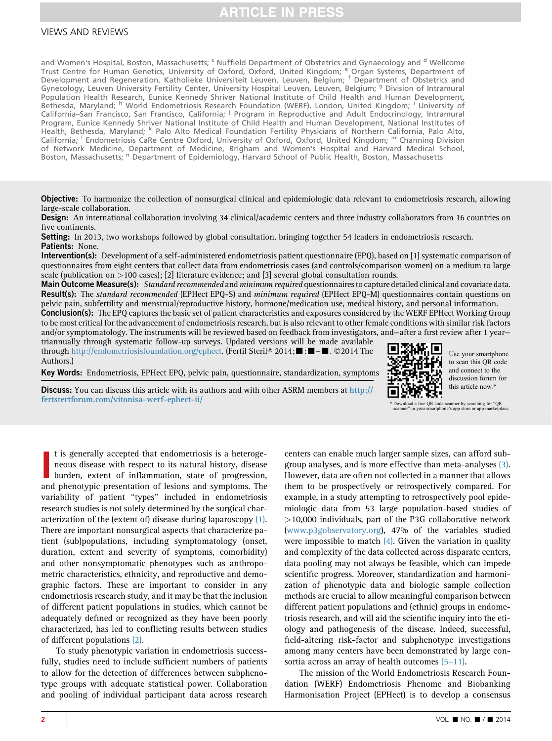and Women's Hospital, Boston, Massachusetts; [c] Nuffield Department of Obstetrics and Gynaecology and [d] Wellcome Trust Centre for Human Genetics, University of Oxford, Oxford, United Kingdom; [e] Organ Systems, Department of Development and Regeneration, Katholieke Universiteit Leuven, Leuven, Belgium; [f] Department of Obstetrics and Gynecology, Leuven University Fertility Center, University Hospital Leuven, Leuven, Belgium; [g] Division of Intramural Population Health Research, Eunice Kennedy Shriver National Institute of Child Health and Human Development, Bethesda, Maryland; [h] World Endometriosis Research Foundation (WERF), London, United Kingdom; [i] University of California–San Francisco, San Francisco, California; [j] Program in Reproductive and Adult Endocrinology, Intramural Program, Eunice Kennedy Shriver National Institute of Child Health and Human Development, National Institutes of Health, Bethesda, Maryland; [k] Palo Alto Medical Foundation Fertility Physicians of Northern California, Palo Alto, California; [l] Endometriosis CaRe Centre Oxford, University of Oxford, Oxford, United Kingdom; [m] Channing Division of Network Medicine, Department of Medicine, Brigham and Women's Hospital and Harvard Medical School, Boston, Massachusetts; [n] Department of Epidemiology, Harvard School of Public Health, Boston, Massachusetts

**Objective:** To harmonize the collection of nonsurgical clinical and epidemiologic data relevant to endometriosis research, allowing large-scale collaboration.

**Design:** An international collaboration involving 34 clinical/academic centers and three industry collaborators from 16 countries on five continents.

**Setting:** In 2013, two workshops followed by global consultation, bringing together 54 leaders in endometriosis research.

**Patients:** None.

**Intervention(s):** Development of a self-administered endometriosis patient questionnaire (EPQ), based on [1] systematic comparison of questionnaires from eight centers that collect data from endometriosis cases (and controls/comparison women) on a medium to large scale (publication on >100 cases); [2] literature evidence; and [3] several global consultation rounds.

**Main Outcome Measure(s):** *Standard recommended* and *minimum required* questionnaires to capture detailed clinical and covariate data.

**Result(s):** The *standard recommended* (EPHect EPQ-S) and *minimum required* (EPHect EPQ-M) questionnaires contain questions on pelvic pain, subfertility and menstrual/reproductive history, hormone/medication use, medical history, and personal information.

**Conclusion(s):** The EPQ captures the basic set of patient characteristics and exposures considered by the WERF EPHect Working Group to be most critical for the advancement of endometriosis research, but is also relevant to other female conditions with similar risk factors and/or symptomatology. The instruments will be reviewed based on feedback from investigators, and—after a first review after 1 year—triannually through systematic follow-up surveys. Updated versions will be made available through http://endometriosisfoundation.org/ephect. (Fertil Steril® 2014;■:■–■. ©2014 The Authors.)

**Key Words:** Endometriosis, EPHect EPQ, pelvic pain, questionnaire, standardization, symptoms

**Discuss:** You can discuss this article with its authors and with other ASRM members at http://fertstertforum.com/vitonisa-werf-ephect-ii/

Use your smartphone to scan this QR code and connect to the discussion forum for this article now.*

\* Download a free QR code scanner by searching for "QR scanner" in your smartphone's app store or app marketplace.

It is generally accepted that endometriosis is a heterogeneous disease with respect to its natural history, disease burden, extent of inflammation, state of progression, and phenotypic presentation of lesions and symptoms. The variability of patient "types" included in endometriosis research studies is not solely determined by the surgical characterization of the (extent of) disease during laparoscopy (1). There are important nonsurgical aspects that characterize patient (sub)populations, including symptomatology (onset, duration, extent and severity of symptoms, comorbidity) and other nonsymptomatic phenotypes such as anthropometric characteristics, ethnicity, and reproductive and demographic factors. These are important to consider in any endometriosis research study, and it may be that the inclusion of different patient populations in studies, which cannot be adequately defined or recognized as they have been poorly characterized, has led to conflicting results between studies of different patient populations (2).

To study phenotypic variation in endometriosis successfully, studies need to include sufficient numbers of patients to allow for the detection of differences between subphenotype groups with adequate statistical power. Collaboration and pooling of individual participant data across research centers can enable much larger sample sizes, can afford subgroup analyses, and is more effective than meta-analyses (3). However, data are often not collected in a manner that allows them to be prospectively or retrospectively compared. For example, in a study attempting to retrospectively pool epidemiologic data from 53 large population-based studies of >10,000 individuals, part of the P3G collaborative network (www.p3gobservatory.org), 47% of the variables studied were impossible to match (4). Given the variation in quality and complexity of the data collected across disparate centers, data pooling may not always be feasible, which can impede scientific progress. Moreover, standardization and harmonization of phenotypic data and biologic sample collection methods are crucial to allow meaningful comparison between different patient populations and (ethnic) groups in endometriosis research, and will aid the scientific inquiry into the etiology and pathogenesis of the disease. Indeed, successful, field-altering risk-factor and subphenotype investigations among many centers have been demonstrated by large consortia across an array of health outcomes (5–11).

The mission of the World Endometriosis Research Foundation (WERF) Endometriosis Phenome and Biobanking Harmonisation Project (EPHect) is to develop a consensus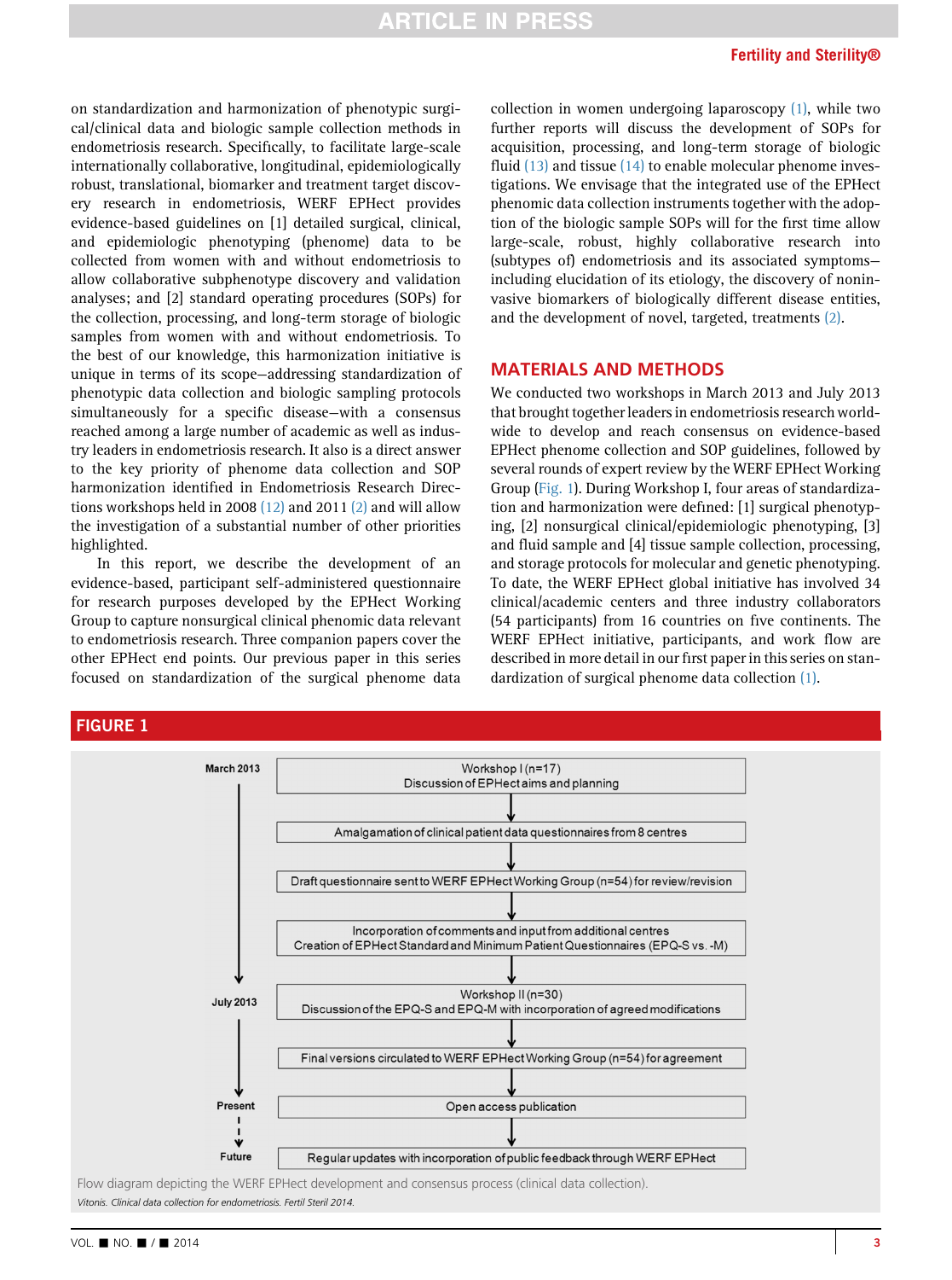on standardization and harmonization of phenotypic surgical/clinical data and biologic sample collection methods in endometriosis research. Specifically, to facilitate large-scale internationally collaborative, longitudinal, epidemiologically robust, translational, biomarker and treatment target discovery research in endometriosis, WERF EPHect provides evidence-based guidelines on [1] detailed surgical, clinical, and epidemiologic phenotyping (phenome) data to be collected from women with and without endometriosis to allow collaborative subphenotype discovery and validation analyses; and [2] standard operating procedures (SOPs) for the collection, processing, and long-term storage of biologic samples from women with and without endometriosis. To the best of our knowledge, this harmonization initiative is unique in terms of its scope—addressing standardization of phenotypic data collection and biologic sampling protocols simultaneously for a specific disease—with a consensus reached among a large number of academic as well as industry leaders in endometriosis research. It also is a direct answer to the key priority of phenome data collection and SOP harmonization identified in Endometriosis Research Directions workshops held in 2008 (12) and 2011 (2) and will allow the investigation of a substantial number of other priorities highlighted.

In this report, we describe the development of an evidence-based, participant self-administered questionnaire for research purposes developed by the EPHect Working Group to capture nonsurgical clinical phenomic data relevant to endometriosis research. Three companion papers cover the other EPHect end points. Our previous paper in this series focused on standardization of the surgical phenome data collection in women undergoing laparoscopy (1), while two further reports will discuss the development of SOPs for acquisition, processing, and long-term storage of biologic fluid (13) and tissue (14) to enable molecular phenome investigations. We envisage that the integrated use of the EPHect phenomic data collection instruments together with the adoption of the biologic sample SOPs will for the first time allow large-scale, robust, highly collaborative research into (subtypes of) endometriosis and its associated symptoms—including elucidation of its etiology, the discovery of noninvasive biomarkers of biologically different disease entities, and the development of novel, targeted, treatments (2).

## MATERIALS AND METHODS

We conducted two workshops in March 2013 and July 2013 that brought together leaders in endometriosis research worldwide to develop and reach consensus on evidence-based EPHect phenome collection and SOP guidelines, followed by several rounds of expert review by the WERF EPHect Working Group (Fig. 1). During Workshop I, four areas of standardization and harmonization were defined: [1] surgical phenotyping, [2] nonsurgical clinical/epidemiologic phenotyping, [3] and fluid sample and [4] tissue sample collection, processing, and storage protocols for molecular and genetic phenotyping. To date, the WERF EPHect global initiative has involved 34 clinical/academic centers and three industry collaborators (54 participants) from 16 countries on five continents. The WERF EPHect initiative, participants, and work flow are described in more detail in our first paper in this series on standardization of surgical phenome data collection (1).

**FIGURE 1**

- **March 2013**
  - Workshop I (n=17): Discussion of EPHect aims and planning
  - ↓ Amalgamation of clinical patient data questionnaires from 8 centres
  - ↓ Draft questionnaire sent to WERF EPHect Working Group (n=54) for review/revision
  - ↓ Incorporation of comments and input from additional centres; Creation of EPHect Standard and Minimum Patient Questionnaires (EPQ-S vs. -M)
- **July 2013**
  - ↓ Workshop II (n=30): Discussion of the EPQ-S and EPQ-M with incorporation of agreed modifications
  - ↓ Final versions circulated to WERF EPHect Working Group (n=54) for agreement
- **Present**
  - ↓ Open access publication
- **Future**
  - ↓ Regular updates with incorporation of public feedback through WERF EPHect

Flow diagram depicting the WERF EPHect development and consensus process (clinical data collection).

*Vitonis. Clinical data collection for endometriosis. Fertil Steril 2014.*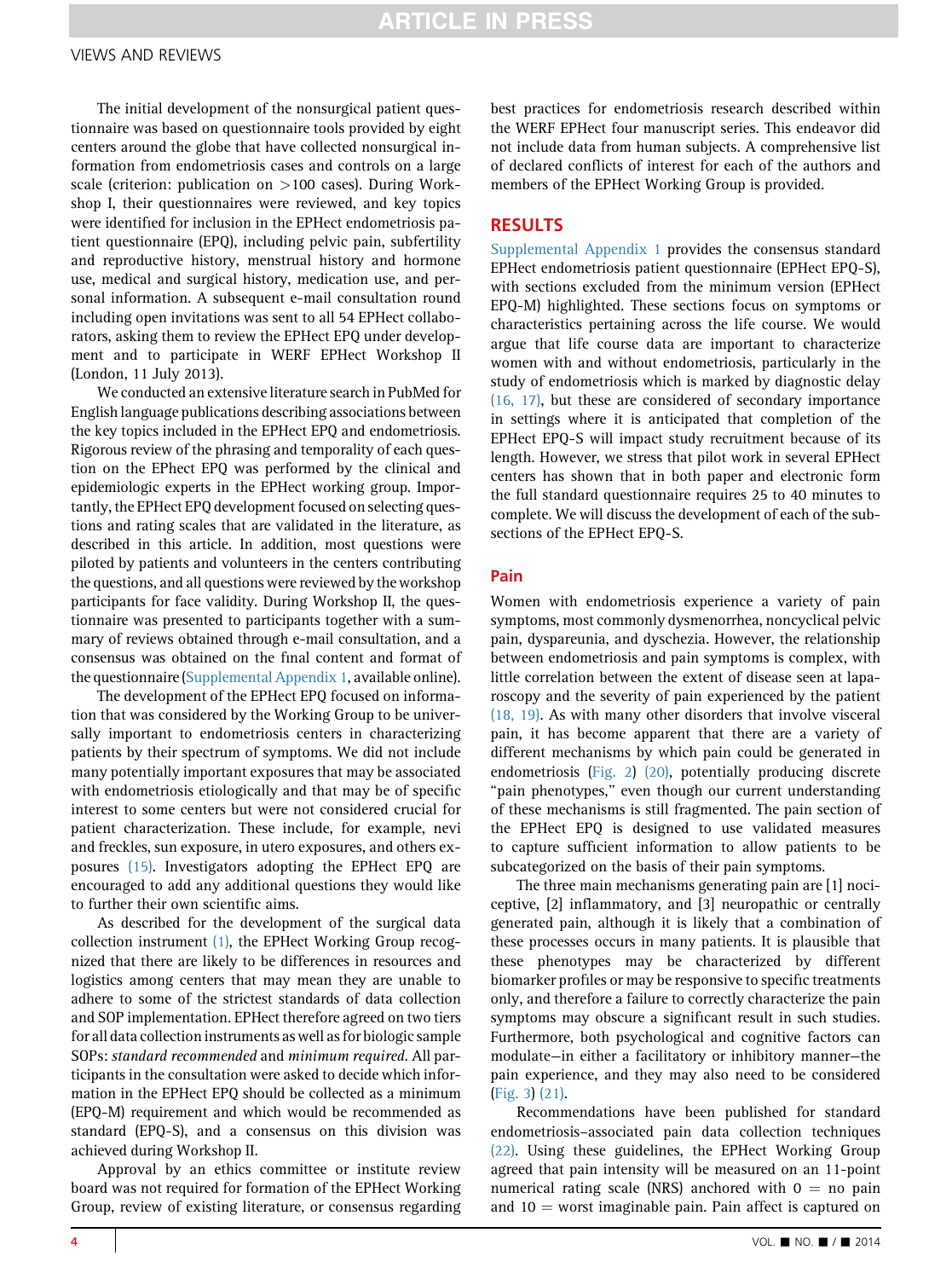The initial development of the nonsurgical patient questionnaire was based on questionnaire tools provided by eight centers around the globe that have collected nonsurgical information from endometriosis cases and controls on a large scale (criterion: publication on >100 cases). During Workshop I, their questionnaires were reviewed, and key topics were identified for inclusion in the EPHect endometriosis patient questionnaire (EPQ), including pelvic pain, subfertility and reproductive history, menstrual history and hormone use, medical and surgical history, medication use, and personal information. A subsequent e-mail consultation round including open invitations was sent to all 54 EPHect collaborators, asking them to review the EPHect EPQ under development and to participate in WERF EPHect Workshop II (London, 11 July 2013).

We conducted an extensive literature search in PubMed for English language publications describing associations between the key topics included in the EPHect EPQ and endometriosis. Rigorous review of the phrasing and temporality of each question on the EPhect EPQ was performed by the clinical and epidemiologic experts in the EPHect working group. Importantly, the EPHect EPQ development focused on selecting questions and rating scales that are validated in the literature, as described in this article. In addition, most questions were piloted by patients and volunteers in the centers contributing the questions, and all questions were reviewed by the workshop participants for face validity. During Workshop II, the questionnaire was presented to participants together with a summary of reviews obtained through e-mail consultation, and a consensus was obtained on the final content and format of the questionnaire (Supplemental Appendix 1, available online).

The development of the EPHect EPQ focused on information that was considered by the Working Group to be universally important to endometriosis centers in characterizing patients by their spectrum of symptoms. We did not include many potentially important exposures that may be associated with endometriosis etiologically and that may be of specific interest to some centers but were not considered crucial for patient characterization. These include, for example, nevi and freckles, sun exposure, in utero exposures, and others exposures (15). Investigators adopting the EPHect EPQ are encouraged to add any additional questions they would like to further their own scientific aims.

As described for the development of the surgical data collection instrument (1), the EPHect Working Group recognized that there are likely to be differences in resources and logistics among centers that may mean they are unable to adhere to some of the strictest standards of data collection and SOP implementation. EPHect therefore agreed on two tiers for all data collection instruments as well as for biologic sample SOPs: *standard recommended* and *minimum required*. All participants in the consultation were asked to decide which information in the EPHect EPQ should be collected as a minimum (EPQ-M) requirement and which would be recommended as standard (EPQ-S), and a consensus on this division was achieved during Workshop II.

Approval by an ethics committee or institute review board was not required for formation of the EPHect Working Group, review of existing literature, or consensus regarding best practices for endometriosis research described within the WERF EPHect four manuscript series. This endeavor did not include data from human subjects. A comprehensive list of declared conflicts of interest for each of the authors and members of the EPHect Working Group is provided.

## RESULTS

Supplemental Appendix 1 provides the consensus standard EPHect endometriosis patient questionnaire (EPHect EPQ-S), with sections excluded from the minimum version (EPHect EPQ-M) highlighted. These sections focus on symptoms or characteristics pertaining across the life course. We would argue that life course data are important to characterize women with and without endometriosis, particularly in the study of endometriosis which is marked by diagnostic delay (16, 17), but these are considered of secondary importance in settings where it is anticipated that completion of the EPHect EPQ-S will impact study recruitment because of its length. However, we stress that pilot work in several EPHect centers has shown that in both paper and electronic form the full standard questionnaire requires 25 to 40 minutes to complete. We will discuss the development of each of the subsections of the EPHect EPQ-S.

### Pain

Women with endometriosis experience a variety of pain symptoms, most commonly dysmenorrhea, noncyclical pelvic pain, dyspareunia, and dyschezia. However, the relationship between endometriosis and pain symptoms is complex, with little correlation between the extent of disease seen at laparoscopy and the severity of pain experienced by the patient (18, 19). As with many other disorders that involve visceral pain, it has become apparent that there are a variety of different mechanisms by which pain could be generated in endometriosis (Fig. 2) (20), potentially producing discrete "pain phenotypes," even though our current understanding of these mechanisms is still fragmented. The pain section of the EPHect EPQ is designed to use validated measures to capture sufficient information to allow patients to be subcategorized on the basis of their pain symptoms.

The three main mechanisms generating pain are [1] nociceptive, [2] inflammatory, and [3] neuropathic or centrally generated pain, although it is likely that a combination of these processes occurs in many patients. It is plausible that these phenotypes may be characterized by different biomarker profiles or may be responsive to specific treatments only, and therefore a failure to correctly characterize the pain symptoms may obscure a significant result in such studies. Furthermore, both psychological and cognitive factors can modulate—in either a facilitatory or inhibitory manner—the pain experience, and they may also need to be considered (Fig. 3) (21).

Recommendations have been published for standard endometriosis–associated pain data collection techniques (22). Using these guidelines, the EPHect Working Group agreed that pain intensity will be measured on an 11-point numerical rating scale (NRS) anchored with 0 = no pain and 10 = worst imaginable pain. Pain affect is captured on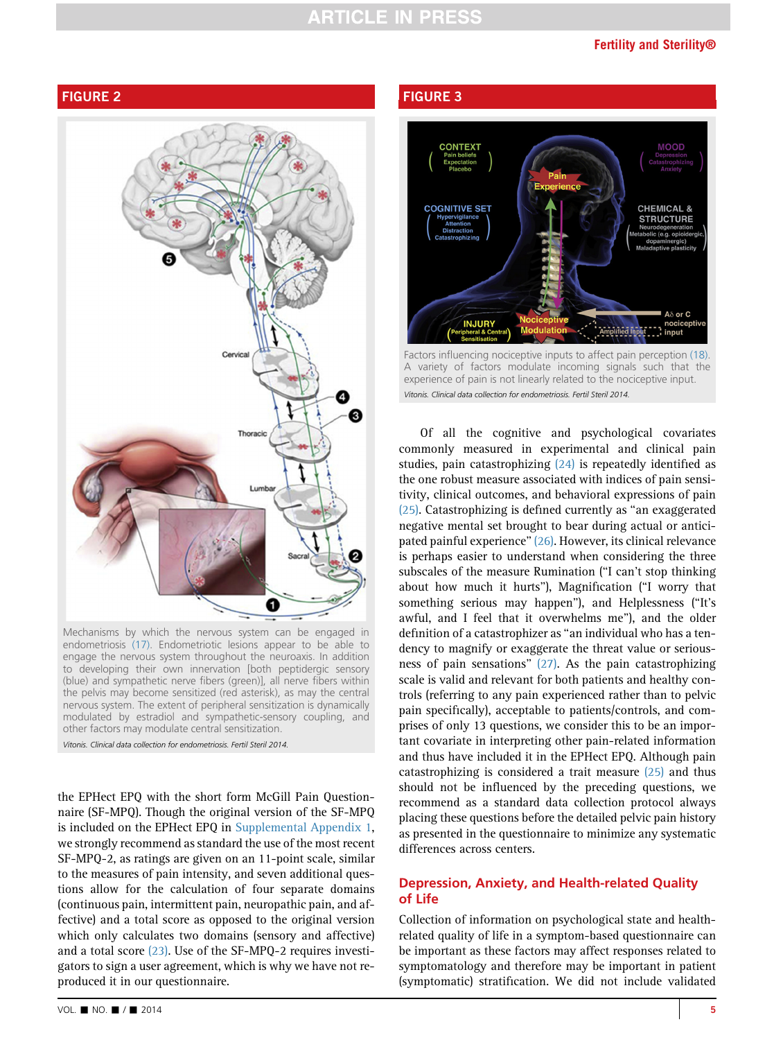**FIGURE 2**

Mechanisms by which the nervous system can be engaged in endometriosis (17). Endometriotic lesions appear to be able to engage the nervous system throughout the neuroaxis. In addition to developing their own innervation [both peptidergic sensory (blue) and sympathetic nerve fibers (green)], all nerve fibers within the pelvis may become sensitized (red asterisk), as may the central nervous system. The extent of peripheral sensitization is dynamically modulated by estradiol and sympathetic-sensory coupling, and other factors may modulate central sensitization.

*Vitonis. Clinical data collection for endometriosis. Fertil Steril 2014.*

**FIGURE 3**

Factors influencing nociceptive inputs to affect pain perception (18). A variety of factors modulate incoming signals such that the experience of pain is not linearly related to the nociceptive input.

*Vitonis. Clinical data collection for endometriosis. Fertil Steril 2014.*

the EPHect EPQ with the short form McGill Pain Questionnaire (SF-MPQ). Though the original version of the SF-MPQ is included on the EPHect EPQ in Supplemental Appendix 1, we strongly recommend as standard the use of the most recent SF-MPQ-2, as ratings are given on an 11-point scale, similar to the measures of pain intensity, and seven additional questions allow for the calculation of four separate domains (continuous pain, intermittent pain, neuropathic pain, and affective) and a total score as opposed to the original version which only calculates two domains (sensory and affective) and a total score (23). Use of the SF-MPQ-2 requires investigators to sign a user agreement, which is why we have not reproduced it in our questionnaire.

Of all the cognitive and psychological covariates commonly measured in experimental and clinical pain studies, pain catastrophizing (24) is repeatedly identified as the one robust measure associated with indices of pain sensitivity, clinical outcomes, and behavioral expressions of pain (25). Catastrophizing is defined currently as "an exaggerated negative mental set brought to bear during actual or anticipated painful experience" (26). However, its clinical relevance is perhaps easier to understand when considering the three subscales of the measure Rumination ("I can't stop thinking about how much it hurts"), Magnification ("I worry that something serious may happen"), and Helplessness ("It's awful, and I feel that it overwhelms me"), and the older definition of a catastrophizer as "an individual who has a tendency to magnify or exaggerate the threat value or seriousness of pain sensations" (27). As the pain catastrophizing scale is valid and relevant for both patients and healthy controls (referring to any pain experienced rather than to pelvic pain specifically), acceptable to patients/controls, and comprises of only 13 questions, we consider this to be an important covariate in interpreting other pain-related information and thus have included it in the EPHect EPQ. Although pain catastrophizing is considered a trait measure (25) and thus should not be influenced by the preceding questions, we recommend as a standard data collection protocol always placing these questions before the detailed pelvic pain history as presented in the questionnaire to minimize any systematic differences across centers.

## Depression, Anxiety, and Health-related Quality of Life

Collection of information on psychological state and health-related quality of life in a symptom-based questionnaire can be important as these factors may affect responses related to symptomatology and therefore may be important in patient (symptomatic) stratification. We did not include validated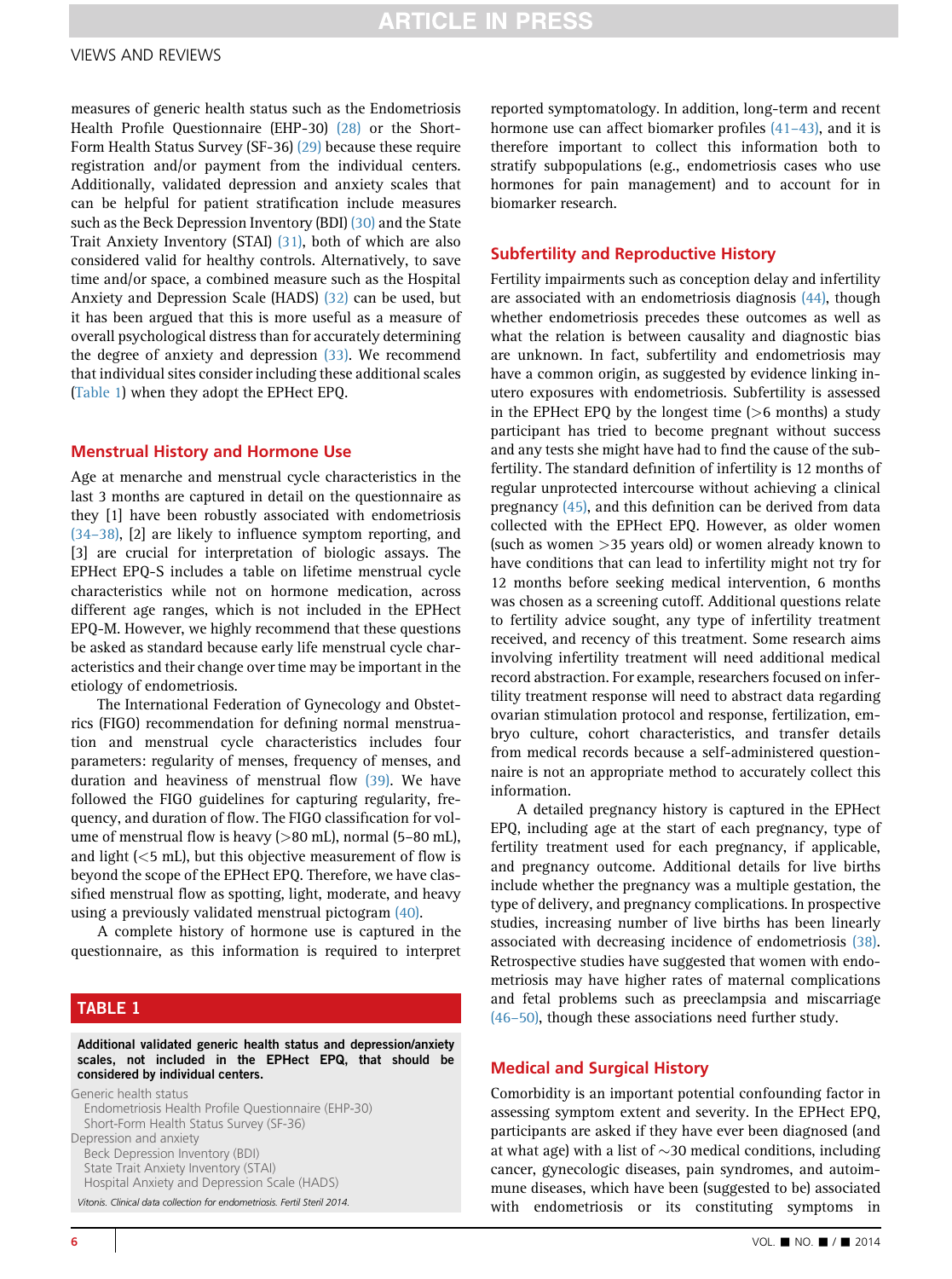measures of generic health status such as the Endometriosis Health Profile Questionnaire (EHP-30) (28) or the Short-Form Health Status Survey (SF-36) (29) because these require registration and/or payment from the individual centers. Additionally, validated depression and anxiety scales that can be helpful for patient stratification include measures such as the Beck Depression Inventory (BDI) (30) and the State Trait Anxiety Inventory (STAI) (31), both of which are also considered valid for healthy controls. Alternatively, to save time and/or space, a combined measure such as the Hospital Anxiety and Depression Scale (HADS) (32) can be used, but it has been argued that this is more useful as a measure of overall psychological distress than for accurately determining the degree of anxiety and depression (33). We recommend that individual sites consider including these additional scales (Table 1) when they adopt the EPHect EPQ.

## Menstrual History and Hormone Use

Age at menarche and menstrual cycle characteristics in the last 3 months are captured in detail on the questionnaire as they [1] have been robustly associated with endometriosis (34–38), [2] are likely to influence symptom reporting, and [3] are crucial for interpretation of biologic assays. The EPHect EPQ-S includes a table on lifetime menstrual cycle characteristics while not on hormone medication, across different age ranges, which is not included in the EPHect EPQ-M. However, we highly recommend that these questions be asked as standard because early life menstrual cycle characteristics and their change over time may be important in the etiology of endometriosis.

The International Federation of Gynecology and Obstetrics (FIGO) recommendation for defining normal menstruation and menstrual cycle characteristics includes four parameters: regularity of menses, frequency of menses, and duration and heaviness of menstrual flow (39). We have followed the FIGO guidelines for capturing regularity, frequency, and duration of flow. The FIGO classification for volume of menstrual flow is heavy (>80 mL), normal (5–80 mL), and light (<5 mL), but this objective measurement of flow is beyond the scope of the EPHect EPQ. Therefore, we have classified menstrual flow as spotting, light, moderate, and heavy using a previously validated menstrual pictogram (40).

A complete history of hormone use is captured in the questionnaire, as this information is required to interpret reported symptomatology. In addition, long-term and recent hormone use can affect biomarker profiles (41–43), and it is therefore important to collect this information both to stratify subpopulations (e.g., endometriosis cases who use hormones for pain management) and to account for in biomarker research.

**TABLE 1**

**Additional validated generic health status and depression/anxiety scales, not included in the EPHect EPQ, that should be considered by individual centers.**

| |
|---|
| Generic health status |
| Endometriosis Health Profile Questionnaire (EHP-30) |
| Short-Form Health Status Survey (SF-36) |
| Depression and anxiety |
| Beck Depression Inventory (BDI) |
| State Trait Anxiety Inventory (STAI) |
| Hospital Anxiety and Depression Scale (HADS) |

*Vitonis. Clinical data collection for endometriosis. Fertil Steril 2014.*

## Subfertility and Reproductive History

Fertility impairments such as conception delay and infertility are associated with an endometriosis diagnosis (44), though whether endometriosis precedes these outcomes as well as what the relation is between causality and diagnostic bias are unknown. In fact, subfertility and endometriosis may have a common origin, as suggested by evidence linking in-utero exposures with endometriosis. Subfertility is assessed in the EPHect EPQ by the longest time (>6 months) a study participant has tried to become pregnant without success and any tests she might have had to find the cause of the subfertility. The standard definition of infertility is 12 months of regular unprotected intercourse without achieving a clinical pregnancy (45), and this definition can be derived from data collected with the EPHect EPQ. However, as older women (such as women >35 years old) or women already known to have conditions that can lead to infertility might not try for 12 months before seeking medical intervention, 6 months was chosen as a screening cutoff. Additional questions relate to fertility advice sought, any type of infertility treatment received, and recency of this treatment. Some research aims involving infertility treatment will need additional medical record abstraction. For example, researchers focused on infertility treatment response will need to abstract data regarding ovarian stimulation protocol and response, fertilization, embryo culture, cohort characteristics, and transfer details from medical records because a self-administered questionnaire is not an appropriate method to accurately collect this information.

A detailed pregnancy history is captured in the EPHect EPQ, including age at the start of each pregnancy, type of fertility treatment used for each pregnancy, if applicable, and pregnancy outcome. Additional details for live births include whether the pregnancy was a multiple gestation, the type of delivery, and pregnancy complications. In prospective studies, increasing number of live births has been linearly associated with decreasing incidence of endometriosis (38). Retrospective studies have suggested that women with endometriosis may have higher rates of maternal complications and fetal problems such as preeclampsia and miscarriage (46–50), though these associations need further study.

## Medical and Surgical History

Comorbidity is an important potential confounding factor in assessing symptom extent and severity. In the EPHect EPQ, participants are asked if they have ever been diagnosed (and at what age) with a list of ~30 medical conditions, including cancer, gynecologic diseases, pain syndromes, and autoimmune diseases, which have been (suggested to be) associated with endometriosis or its constituting symptoms in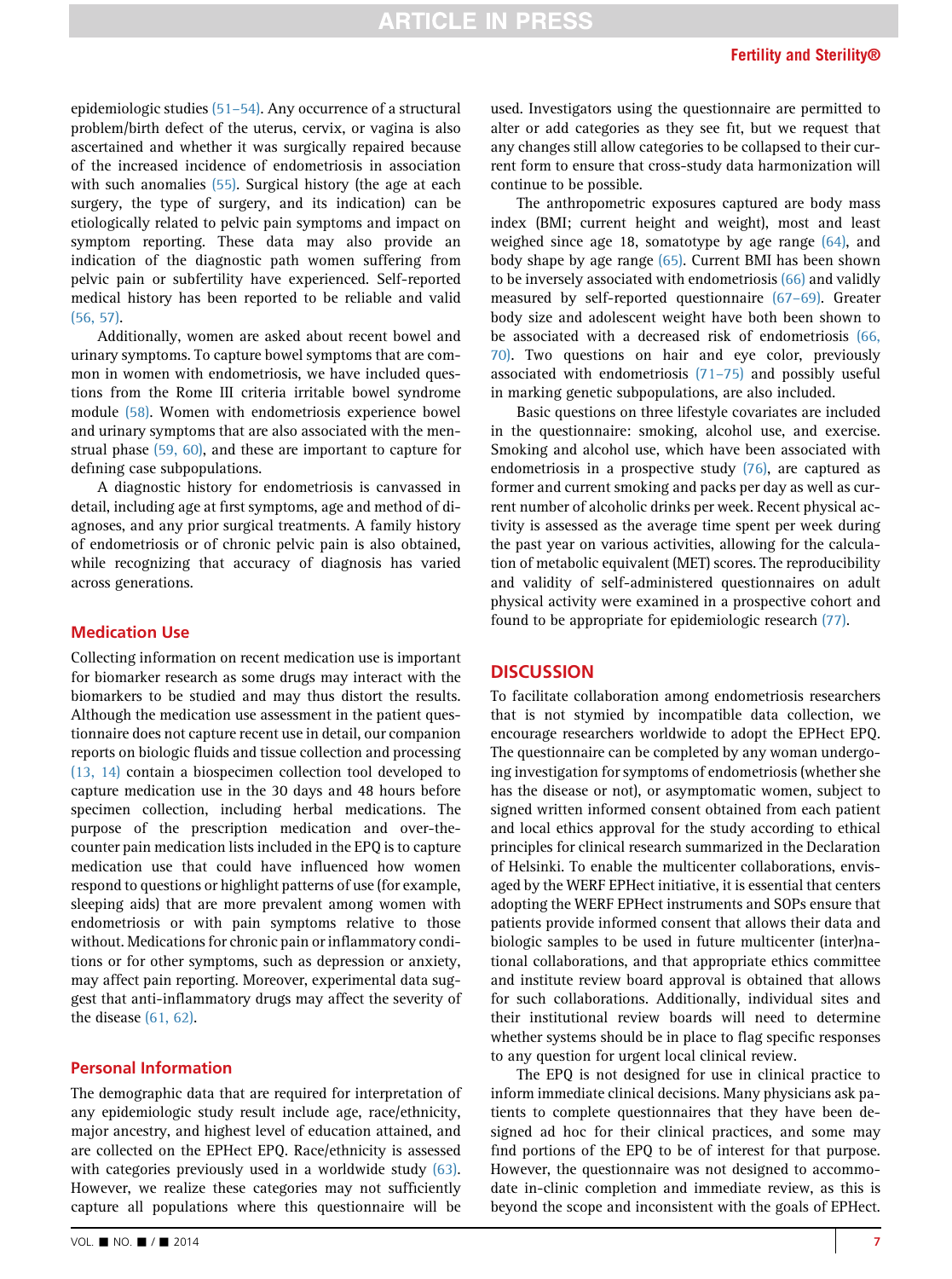epidemiologic studies (51–54). Any occurrence of a structural problem/birth defect of the uterus, cervix, or vagina is also ascertained and whether it was surgically repaired because of the increased incidence of endometriosis in association with such anomalies (55). Surgical history (the age at each surgery, the type of surgery, and its indication) can be etiologically related to pelvic pain symptoms and impact on symptom reporting. These data may also provide an indication of the diagnostic path women suffering from pelvic pain or subfertility have experienced. Self-reported medical history has been reported to be reliable and valid (56, 57).

Additionally, women are asked about recent bowel and urinary symptoms. To capture bowel symptoms that are common in women with endometriosis, we have included questions from the Rome III criteria irritable bowel syndrome module (58). Women with endometriosis experience bowel and urinary symptoms that are also associated with the menstrual phase (59, 60), and these are important to capture for defining case subpopulations.

A diagnostic history for endometriosis is canvassed in detail, including age at first symptoms, age and method of diagnoses, and any prior surgical treatments. A family history of endometriosis or of chronic pelvic pain is also obtained, while recognizing that accuracy of diagnosis has varied across generations.

## Medication Use

Collecting information on recent medication use is important for biomarker research as some drugs may interact with the biomarkers to be studied and may thus distort the results. Although the medication use assessment in the patient questionnaire does not capture recent use in detail, our companion reports on biologic fluids and tissue collection and processing (13, 14) contain a biospecimen collection tool developed to capture medication use in the 30 days and 48 hours before specimen collection, including herbal medications. The purpose of the prescription medication and over-the-counter pain medication lists included in the EPQ is to capture medication use that could have influenced how women respond to questions or highlight patterns of use (for example, sleeping aids) that are more prevalent among women with endometriosis or with pain symptoms relative to those without. Medications for chronic pain or inflammatory conditions or for other symptoms, such as depression or anxiety, may affect pain reporting. Moreover, experimental data suggest that anti-inflammatory drugs may affect the severity of the disease (61, 62).

## Personal Information

The demographic data that are required for interpretation of any epidemiologic study result include age, race/ethnicity, major ancestry, and highest level of education attained, and are collected on the EPHect EPQ. Race/ethnicity is assessed with categories previously used in a worldwide study (63). However, we realize these categories may not sufficiently capture all populations where this questionnaire will be used. Investigators using the questionnaire are permitted to alter or add categories as they see fit, but we request that any changes still allow categories to be collapsed to their current form to ensure that cross-study data harmonization will continue to be possible.

The anthropometric exposures captured are body mass index (BMI; current height and weight), most and least weighed since age 18, somatotype by age range (64), and body shape by age range (65). Current BMI has been shown to be inversely associated with endometriosis (66) and validly measured by self-reported questionnaire (67–69). Greater body size and adolescent weight have both been shown to be associated with a decreased risk of endometriosis (66, 70). Two questions on hair and eye color, previously associated with endometriosis (71–75) and possibly useful in marking genetic subpopulations, are also included.

Basic questions on three lifestyle covariates are included in the questionnaire: smoking, alcohol use, and exercise. Smoking and alcohol use, which have been associated with endometriosis in a prospective study (76), are captured as former and current smoking and packs per day as well as current number of alcoholic drinks per week. Recent physical activity is assessed as the average time spent per week during the past year on various activities, allowing for the calculation of metabolic equivalent (MET) scores. The reproducibility and validity of self-administered questionnaires on adult physical activity were examined in a prospective cohort and found to be appropriate for epidemiologic research (77).

## DISCUSSION

To facilitate collaboration among endometriosis researchers that is not stymied by incompatible data collection, we encourage researchers worldwide to adopt the EPHect EPQ. The questionnaire can be completed by any woman undergoing investigation for symptoms of endometriosis (whether she has the disease or not), or asymptomatic women, subject to signed written informed consent obtained from each patient and local ethics approval for the study according to ethical principles for clinical research summarized in the Declaration of Helsinki. To enable the multicenter collaborations, envisaged by the WERF EPHect initiative, it is essential that centers adopting the WERF EPHect instruments and SOPs ensure that patients provide informed consent that allows their data and biologic samples to be used in future multicenter (inter)national collaborations, and that appropriate ethics committee and institute review board approval is obtained that allows for such collaborations. Additionally, individual sites and their institutional review boards will need to determine whether systems should be in place to flag specific responses to any question for urgent local clinical review.

The EPQ is not designed for use in clinical practice to inform immediate clinical decisions. Many physicians ask patients to complete questionnaires that they have been designed ad hoc for their clinical practices, and some may find portions of the EPQ to be of interest for that purpose. However, the questionnaire was not designed to accommodate in-clinic completion and immediate review, as this is beyond the scope and inconsistent with the goals of EPHect.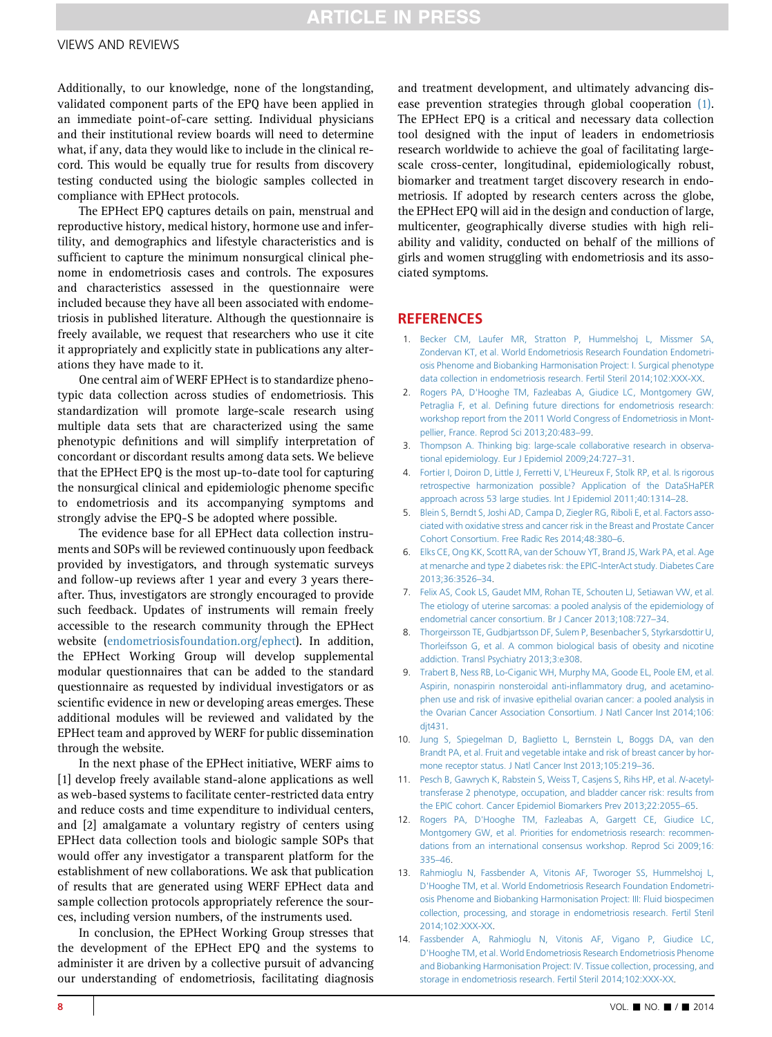Additionally, to our knowledge, none of the longstanding, validated component parts of the EPQ have been applied in an immediate point-of-care setting. Individual physicians and their institutional review boards will need to determine what, if any, data they would like to include in the clinical record. This would be equally true for results from discovery testing conducted using the biologic samples collected in compliance with EPHect protocols.

The EPHect EPQ captures details on pain, menstrual and reproductive history, medical history, hormone use and infertility, and demographics and lifestyle characteristics and is sufficient to capture the minimum nonsurgical clinical phenome in endometriosis cases and controls. The exposures and characteristics assessed in the questionnaire were included because they have all been associated with endometriosis in published literature. Although the questionnaire is freely available, we request that researchers who use it cite it appropriately and explicitly state in publications any alterations they have made to it.

One central aim of WERF EPHect is to standardize phenotypic data collection across studies of endometriosis. This standardization will promote large-scale research using multiple data sets that are characterized using the same phenotypic definitions and will simplify interpretation of concordant or discordant results among data sets. We believe that the EPHect EPQ is the most up-to-date tool for capturing the nonsurgical clinical and epidemiologic phenome specific to endometriosis and its accompanying symptoms and strongly advise the EPQ-S be adopted where possible.

The evidence base for all EPHect data collection instruments and SOPs will be reviewed continuously upon feedback provided by investigators, and through systematic surveys and follow-up reviews after 1 year and every 3 years thereafter. Thus, investigators are strongly encouraged to provide such feedback. Updates of instruments will remain freely accessible to the research community through the EPHect website (endometriosisfoundation.org/ephect). In addition, the EPHect Working Group will develop supplemental modular questionnaires that can be added to the standard questionnaire as requested by individual investigators or as scientific evidence in new or developing areas emerges. These additional modules will be reviewed and validated by the EPHect team and approved by WERF for public dissemination through the website.

In the next phase of the EPHect initiative, WERF aims to [1] develop freely available stand-alone applications as well as web-based systems to facilitate center-restricted data entry and reduce costs and time expenditure to individual centers, and [2] amalgamate a voluntary registry of centers using EPHect data collection tools and biologic sample SOPs that would offer any investigator a transparent platform for the establishment of new collaborations. We ask that publication of results that are generated using WERF EPHect data and sample collection protocols appropriately reference the sources, including version numbers, of the instruments used.

In conclusion, the EPHect Working Group stresses that the development of the EPHect EPQ and the systems to administer it are driven by a collective pursuit of advancing our understanding of endometriosis, facilitating diagnosis and treatment development, and ultimately advancing disease prevention strategies through global cooperation (1). The EPHect EPQ is a critical and necessary data collection tool designed with the input of leaders in endometriosis research worldwide to achieve the goal of facilitating large-scale cross-center, longitudinal, epidemiologically robust, biomarker and treatment target discovery research in endometriosis. If adopted by research centers across the globe, the EPHect EPQ will aid in the design and conduction of large, multicenter, geographically diverse studies with high reliability and validity, conducted on behalf of the millions of girls and women struggling with endometriosis and its associated symptoms.

## REFERENCES

1. Becker CM, Laufer MR, Stratton P, Hummelshoj L, Missmer SA, Zondervan KT, et al. World Endometriosis Research Foundation Endometriosis Phenome and Biobanking Harmonisation Project: I. Surgical phenotype data collection in endometriosis research. Fertil Steril 2014;102:XXX-XX.
2. Rogers PA, D'Hooghe TM, Fazleabas A, Giudice LC, Montgomery GW, Petraglia F, et al. Defining future directions for endometriosis research: workshop report from the 2011 World Congress of Endometriosis in Montpellier, France. Reprod Sci 2013;20:483–99.
3. Thompson A. Thinking big: large-scale collaborative research in observational epidemiology. Eur J Epidemiol 2009;24:727–31.
4. Fortier I, Doiron D, Little J, Ferretti V, L'Heureux F, Stolk RP, et al. Is rigorous retrospective harmonization possible? Application of the DataSHaPER approach across 53 large studies. Int J Epidemiol 2011;40:1314–28.
5. Blein S, Berndt S, Joshi AD, Campa D, Ziegler RG, Riboli E, et al. Factors associated with oxidative stress and cancer risk in the Breast and Prostate Cancer Cohort Consortium. Free Radic Res 2014;48:380–6.
6. Elks CE, Ong KK, Scott RA, van der Schouw YT, Brand JS, Wark PA, et al. Age at menarche and type 2 diabetes risk: the EPIC-InterAct study. Diabetes Care 2013;36:3526–34.
7. Felix AS, Cook LS, Gaudet MM, Rohan TE, Schouten LJ, Setiawan VW, et al. The etiology of uterine sarcomas: a pooled analysis of the epidemiology of endometrial cancer consortium. Br J Cancer 2013;108:727–34.
8. Thorgeirsson TE, Gudbjartsson DF, Sulem P, Besenbacher S, Styrkarsdottir U, Thorleifsson G, et al. A common biological basis of obesity and nicotine addiction. Transl Psychiatry 2013;3:e308.
9. Trabert B, Ness RB, Lo-Ciganic WH, Murphy MA, Goode EL, Poole EM, et al. Aspirin, nonaspirin nonsteroidal anti-inflammatory drug, and acetaminophen use and risk of invasive epithelial ovarian cancer: a pooled analysis in the Ovarian Cancer Association Consortium. J Natl Cancer Inst 2014;106:djt431.
10. Jung S, Spiegelman D, Baglietto L, Bernstein L, Boggs DA, van den Brandt PA, et al. Fruit and vegetable intake and risk of breast cancer by hormone receptor status. J Natl Cancer Inst 2013;105:219–36.
11. Pesch B, Gawrych K, Rabstein S, Weiss T, Casjens S, Rihs HP, et al. *N*-acetyltransferase 2 phenotype, occupation, and bladder cancer risk: results from the EPIC cohort. Cancer Epidemiol Biomarkers Prev 2013;22:2055–65.
12. Rogers PA, D'Hooghe TM, Fazleabas A, Gargett CE, Giudice LC, Montgomery GW, et al. Priorities for endometriosis research: recommendations from an international consensus workshop. Reprod Sci 2009;16:335–46.
13. Rahmioglu N, Fassbender A, Vitonis AF, Tworoger SS, Hummelshoj L, D'Hooghe TM, et al. World Endometriosis Research Foundation Endometriosis Phenome and Biobanking Harmonisation Project: III: Fluid biospecimen collection, processing, and storage in endometriosis research. Fertil Steril 2014;102:XXX-XX.
14. Fassbender A, Rahmioglu N, Vitonis AF, Vigano P, Giudice LC, D'Hooghe TM, et al. World Endometriosis Research Endometriosis Phenome and Biobanking Harmonisation Project: IV. Tissue collection, processing, and storage in endometriosis research. Fertil Steril 2014;102:XXX-XX.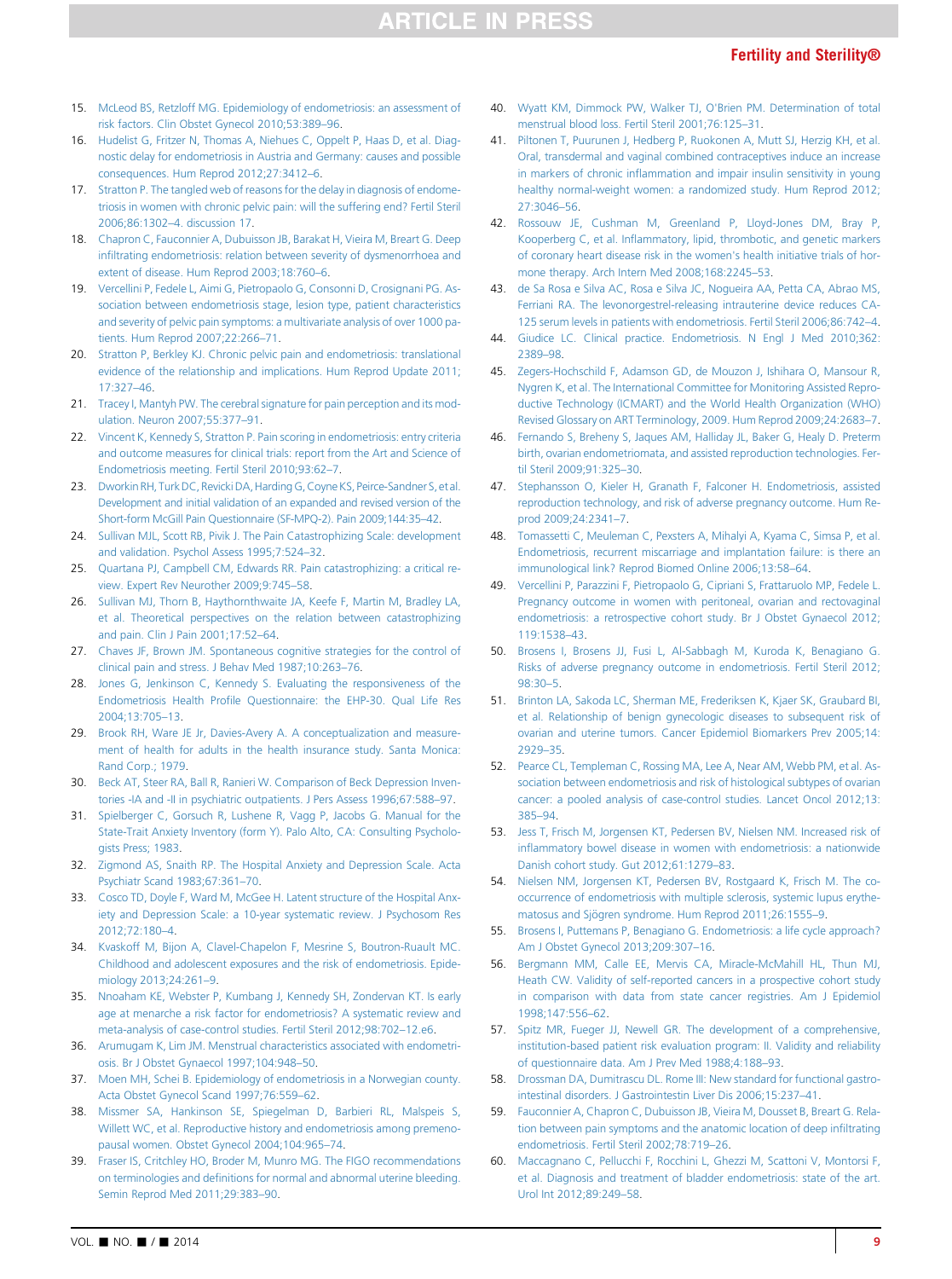15. McLeod BS, Retzloff MG. Epidemiology of endometriosis: an assessment of risk factors. Clin Obstet Gynecol 2010;53:389–96.
16. Hudelist G, Fritzer N, Thomas A, Niehues C, Oppelt P, Haas D, et al. Diagnostic delay for endometriosis in Austria and Germany: causes and possible consequences. Hum Reprod 2012;27:3412–6.
17. Stratton P. The tangled web of reasons for the delay in diagnosis of endometriosis in women with chronic pelvic pain: will the suffering end? Fertil Steril 2006;86:1302–4. discussion 17.
18. Chapron C, Fauconnier A, Dubuisson JB, Barakat H, Vieira M, Breart G. Deep infiltrating endometriosis: relation between severity of dysmenorrhoea and extent of disease. Hum Reprod 2003;18:760–6.
19. Vercellini P, Fedele L, Aimi G, Pietropaolo G, Consonni D, Crosignani PG. Association between endometriosis stage, lesion type, patient characteristics and severity of pelvic pain symptoms: a multivariate analysis of over 1000 patients. Hum Reprod 2007;22:266–71.
20. Stratton P, Berkley KJ. Chronic pelvic pain and endometriosis: translational evidence of the relationship and implications. Hum Reprod Update 2011;17:327–46.
21. Tracey I, Mantyh PW. The cerebral signature for pain perception and its modulation. Neuron 2007;55:377–91.
22. Vincent K, Kennedy S, Stratton P. Pain scoring in endometriosis: entry criteria and outcome measures for clinical trials: report from the Art and Science of Endometriosis meeting. Fertil Steril 2010;93:62–7.
23. Dworkin RH, Turk DC, Revicki DA, Harding G, Coyne KS, Peirce-Sandner S, et al. Development and initial validation of an expanded and revised version of the Short-form McGill Pain Questionnaire (SF-MPQ-2). Pain 2009;144:35–42.
24. Sullivan MJL, Scott RB, Pivik J. The Pain Catastrophizing Scale: development and validation. Psychol Assess 1995;7:524–32.
25. Quartana PJ, Campbell CM, Edwards RR. Pain catastrophizing: a critical review. Expert Rev Neurother 2009;9:745–58.
26. Sullivan MJ, Thorn B, Haythornthwaite JA, Keefe F, Martin M, Bradley LA, et al. Theoretical perspectives on the relation between catastrophizing and pain. Clin J Pain 2001;17:52–64.
27. Chaves JF, Brown JM. Spontaneous cognitive strategies for the control of clinical pain and stress. J Behav Med 1987;10:263–76.
28. Jones G, Jenkinson C, Kennedy S. Evaluating the responsiveness of the Endometriosis Health Profile Questionnaire: the EHP-30. Qual Life Res 2004;13:705–13.
29. Brook RH, Ware JE Jr, Davies-Avery A. A conceptualization and measurement of health for adults in the health insurance study. Santa Monica: Rand Corp.; 1979.
30. Beck AT, Steer RA, Ball R, Ranieri W. Comparison of Beck Depression Inventories -IA and -II in psychiatric outpatients. J Pers Assess 1996;67:588–97.
31. Spielberger C, Gorsuch R, Lushene R, Vagg P, Jacobs G. Manual for the State-Trait Anxiety Inventory (form Y). Palo Alto, CA: Consulting Psychologists Press; 1983.
32. Zigmond AS, Snaith RP. The Hospital Anxiety and Depression Scale. Acta Psychiatr Scand 1983;67:361–70.
33. Cosco TD, Doyle F, Ward M, McGee H. Latent structure of the Hospital Anxiety and Depression Scale: a 10-year systematic review. J Psychosom Res 2012;72:180–4.
34. Kvaskoff M, Bijon A, Clavel-Chapelon F, Mesrine S, Boutron-Ruault MC. Childhood and adolescent exposures and the risk of endometriosis. Epidemiology 2013;24:261–9.
35. Nnoaham KE, Webster P, Kumbang J, Kennedy SH, Zondervan KT. Is early age at menarche a risk factor for endometriosis? A systematic review and meta-analysis of case-control studies. Fertil Steril 2012;98:702–12.e6.
36. Arumugam K, Lim JM. Menstrual characteristics associated with endometriosis. Br J Obstet Gynaecol 1997;104:948–50.
37. Moen MH, Schei B. Epidemiology of endometriosis in a Norwegian county. Acta Obstet Gynecol Scand 1997;76:559–62.
38. Missmer SA, Hankinson SE, Spiegelman D, Barbieri RL, Malspeis S, Willett WC, et al. Reproductive history and endometriosis among premenopausal women. Obstet Gynecol 2004;104:965–74.
39. Fraser IS, Critchley HO, Broder M, Munro MG. The FIGO recommendations on terminologies and definitions for normal and abnormal uterine bleeding. Semin Reprod Med 2011;29:383–90.
40. Wyatt KM, Dimmock PW, Walker TJ, O'Brien PM. Determination of total menstrual blood loss. Fertil Steril 2001;76:125–31.
41. Piltonen T, Puurunen J, Hedberg P, Ruokonen A, Mutt SJ, Herzig KH, et al. Oral, transdermal and vaginal combined contraceptives induce an increase in markers of chronic inflammation and impair insulin sensitivity in young healthy normal-weight women: a randomized study. Hum Reprod 2012;27:3046–56.
42. Rossouw JE, Cushman M, Greenland P, Lloyd-Jones DM, Bray P, Kooperberg C, et al. Inflammatory, lipid, thrombotic, and genetic markers of coronary heart disease risk in the women's health initiative trials of hormone therapy. Arch Intern Med 2008;168:2245–53.
43. de Sa Rosa e Silva AC, Rosa e Silva JC, Nogueira AA, Petta CA, Abrao MS, Ferriani RA. The levonorgestrel-releasing intrauterine device reduces CA-125 serum levels in patients with endometriosis. Fertil Steril 2006;86:742–4.
44. Giudice LC. Clinical practice. Endometriosis. N Engl J Med 2010;362:2389–98.
45. Zegers-Hochschild F, Adamson GD, de Mouzon J, Ishihara O, Mansour R, Nygren K, et al. The International Committee for Monitoring Assisted Reproductive Technology (ICMART) and the World Health Organization (WHO) Revised Glossary on ART Terminology, 2009. Hum Reprod 2009;24:2683–7.
46. Fernando S, Breheny S, Jaques AM, Halliday JL, Baker G, Healy D. Preterm birth, ovarian endometriomata, and assisted reproduction technologies. Fertil Steril 2009;91:325–30.
47. Stephansson O, Kieler H, Granath F, Falconer H. Endometriosis, assisted reproduction technology, and risk of adverse pregnancy outcome. Hum Reprod 2009;24:2341–7.
48. Tomassetti C, Meuleman C, Pexsters A, Mihalyi A, Kyama C, Simsa P, et al. Endometriosis, recurrent miscarriage and implantation failure: is there an immunological link? Reprod Biomed Online 2006;13:58–64.
49. Vercellini P, Parazzini F, Pietropaolo G, Cipriani S, Frattaruolo MP, Fedele L. Pregnancy outcome in women with peritoneal, ovarian and rectovaginal endometriosis: a retrospective cohort study. Br J Obstet Gynaecol 2012;119:1538–43.
50. Brosens I, Brosens JJ, Fusi L, Al-Sabbagh M, Kuroda K, Benagiano G. Risks of adverse pregnancy outcome in endometriosis. Fertil Steril 2012;98:30–5.
51. Brinton LA, Sakoda LC, Sherman ME, Frederiksen K, Kjaer SK, Graubard BI, et al. Relationship of benign gynecologic diseases to subsequent risk of ovarian and uterine tumors. Cancer Epidemiol Biomarkers Prev 2005;14:2929–35.
52. Pearce CL, Templeman C, Rossing MA, Lee A, Near AM, Webb PM, et al. Association between endometriosis and risk of histological subtypes of ovarian cancer: a pooled analysis of case-control studies. Lancet Oncol 2012;13:385–94.
53. Jess T, Frisch M, Jorgensen KT, Pedersen BV, Nielsen NM. Increased risk of inflammatory bowel disease in women with endometriosis: a nationwide Danish cohort study. Gut 2012;61:1279–83.
54. Nielsen NM, Jorgensen KT, Pedersen BV, Rostgaard K, Frisch M. The co-occurrence of endometriosis with multiple sclerosis, systemic lupus erythematosus and Sjögren syndrome. Hum Reprod 2011;26:1555–9.
55. Brosens I, Puttemans P, Benagiano G. Endometriosis: a life cycle approach? Am J Obstet Gynecol 2013;209:307–16.
56. Bergmann MM, Calle EE, Mervis CA, Miracle-McMahill HL, Thun MJ, Heath CW. Validity of self-reported cancers in a prospective cohort study in comparison with data from state cancer registries. Am J Epidemiol 1998;147:556–62.
57. Spitz MR, Fueger JJ, Newell GR. The development of a comprehensive, institution-based patient risk evaluation program: II. Validity and reliability of questionnaire data. Am J Prev Med 1988;4:188–93.
58. Drossman DA, Dumitrascu DL. Rome III: New standard for functional gastrointestinal disorders. J Gastrointestin Liver Dis 2006;15:237–41.
59. Fauconnier A, Chapron C, Dubuisson JB, Vieira M, Dousset B, Breart G. Relation between pain symptoms and the anatomic location of deep infiltrating endometriosis. Fertil Steril 2002;78:719–26.
60. Maccagnano C, Pellucchi F, Rocchini L, Ghezzi M, Scattoni V, Montorsi F, et al. Diagnosis and treatment of bladder endometriosis: state of the art. Urol Int 2012;89:249–58.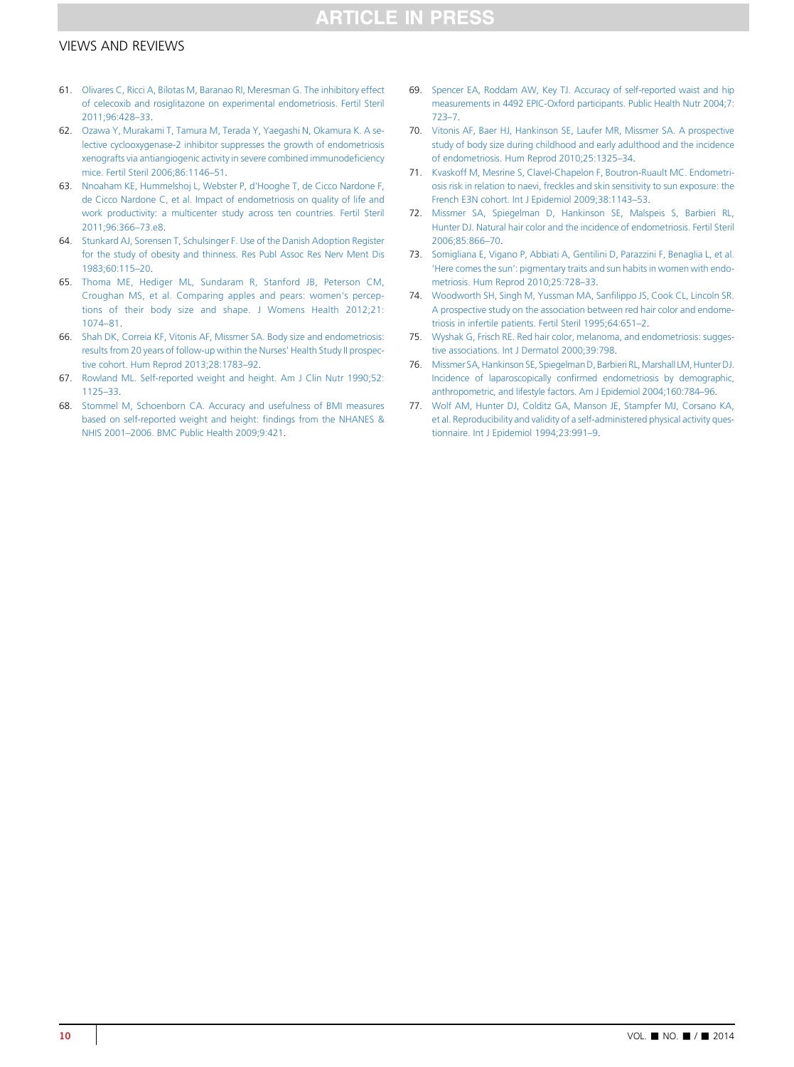61. Olivares C, Ricci A, Bilotas M, Baranao RI, Meresman G. The inhibitory effect of celecoxib and rosiglitazone on experimental endometriosis. Fertil Steril 2011;96:428–33.
62. Ozawa Y, Murakami T, Tamura M, Terada Y, Yaegashi N, Okamura K. A selective cyclooxygenase-2 inhibitor suppresses the growth of endometriosis xenografts via antiangiogenic activity in severe combined immunodeficiency mice. Fertil Steril 2006;86:1146–51.
63. Nnoaham KE, Hummelshoj L, Webster P, d'Hooghe T, de Cicco Nardone F, de Cicco Nardone C, et al. Impact of endometriosis on quality of life and work productivity: a multicenter study across ten countries. Fertil Steril 2011;96:366–73.e8.
64. Stunkard AJ, Sorensen T, Schulsinger F. Use of the Danish Adoption Register for the study of obesity and thinness. Res Publ Assoc Res Nerv Ment Dis 1983;60:115–20.
65. Thoma ME, Hediger ML, Sundaram R, Stanford JB, Peterson CM, Croughan MS, et al. Comparing apples and pears: women's perceptions of their body size and shape. J Womens Health 2012;21:1074–81.
66. Shah DK, Correia KF, Vitonis AF, Missmer SA. Body size and endometriosis: results from 20 years of follow-up within the Nurses' Health Study II prospective cohort. Hum Reprod 2013;28:1783–92.
67. Rowland ML. Self-reported weight and height. Am J Clin Nutr 1990;52:1125–33.
68. Stommel M, Schoenborn CA. Accuracy and usefulness of BMI measures based on self-reported weight and height: findings from the NHANES & NHIS 2001–2006. BMC Public Health 2009;9:421.
69. Spencer EA, Roddam AW, Key TJ. Accuracy of self-reported waist and hip measurements in 4492 EPIC-Oxford participants. Public Health Nutr 2004;7:723–7.
70. Vitonis AF, Baer HJ, Hankinson SE, Laufer MR, Missmer SA. A prospective study of body size during childhood and early adulthood and the incidence of endometriosis. Hum Reprod 2010;25:1325–34.
71. Kvaskoff M, Mesrine S, Clavel-Chapelon F, Boutron-Ruault MC. Endometriosis risk in relation to naevi, freckles and skin sensitivity to sun exposure: the French E3N cohort. Int J Epidemiol 2009;38:1143–53.
72. Missmer SA, Spiegelman D, Hankinson SE, Malspeis S, Barbieri RL, Hunter DJ. Natural hair color and the incidence of endometriosis. Fertil Steril 2006;85:866–70.
73. Somigliana E, Vigano P, Abbiati A, Gentilini D, Parazzini F, Benaglia L, et al. 'Here comes the sun': pigmentary traits and sun habits in women with endometriosis. Hum Reprod 2010;25:728–33.
74. Woodworth SH, Singh M, Yussman MA, Sanfilippo JS, Cook CL, Lincoln SR. A prospective study on the association between red hair color and endometriosis in infertile patients. Fertil Steril 1995;64:651–2.
75. Wyshak G, Frisch RE. Red hair color, melanoma, and endometriosis: suggestive associations. Int J Dermatol 2000;39:798.
76. Missmer SA, Hankinson SE, Spiegelman D, Barbieri RL, Marshall LM, Hunter DJ. Incidence of laparoscopically confirmed endometriosis by demographic, anthropometric, and lifestyle factors. Am J Epidemiol 2004;160:784–96.
77. Wolf AM, Hunter DJ, Colditz GA, Manson JE, Stampfer MJ, Corsano KA, et al. Reproducibility and validity of a self-administered physical activity questionnaire. Int J Epidemiol 1994;23:991–9.